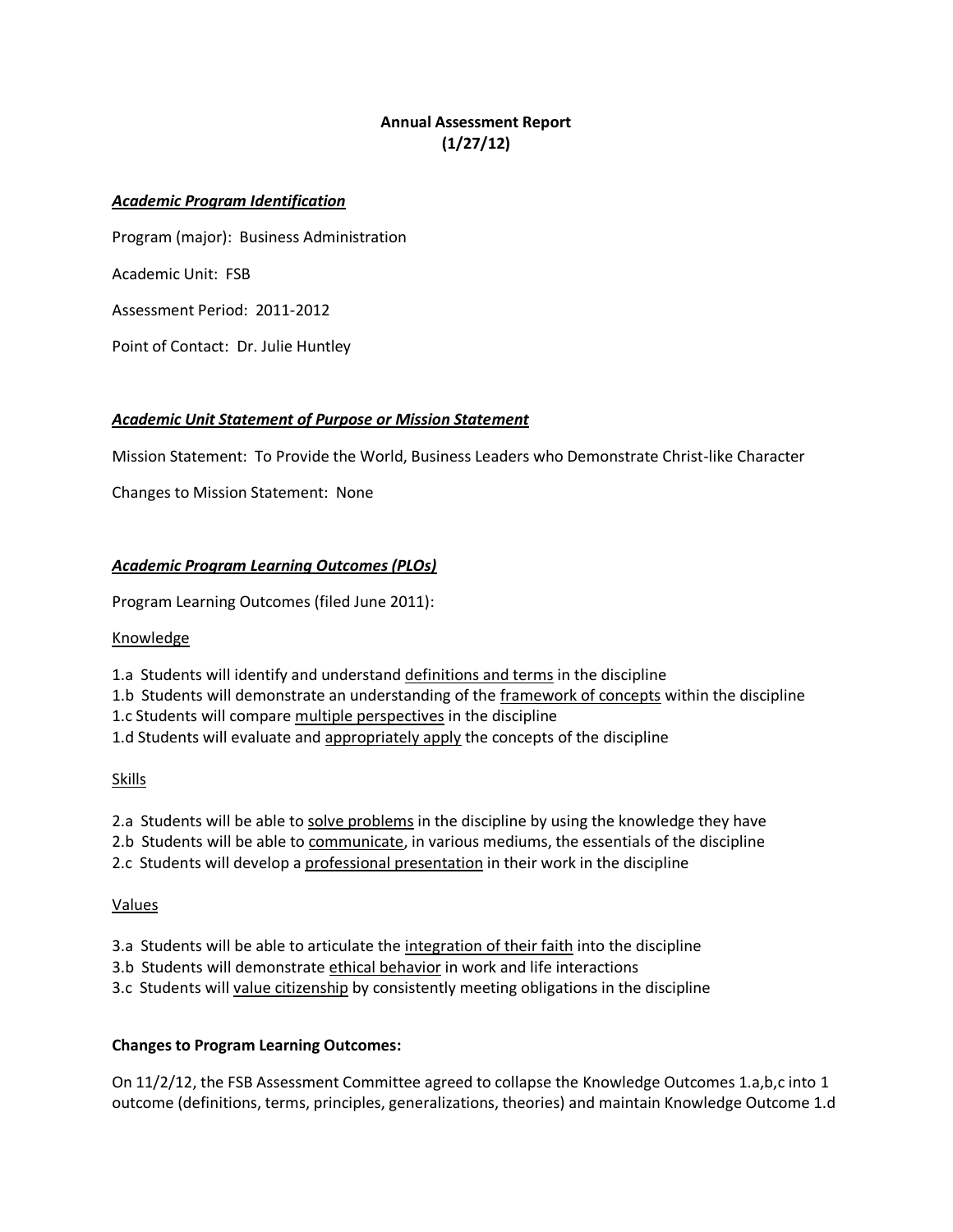# Annual Assessment Report
**(1/27/12)**

***Academic Program Identification***

Program (major): Business Administration

Academic Unit: FSB

Assessment Period: 2011-2012

Point of Contact: Dr. Julie Huntley

***Academic Unit Statement of Purpose or Mission Statement***

Mission Statement: To Provide the World, Business Leaders who Demonstrate Christ-like Character

Changes to Mission Statement: None

***Academic Program Learning Outcomes (PLOs)***

Program Learning Outcomes (filed June 2011):

Knowledge

1.a Students will identify and understand definitions and terms in the discipline
1.b Students will demonstrate an understanding of the framework of concepts within the discipline
1.c Students will compare multiple perspectives in the discipline
1.d Students will evaluate and appropriately apply the concepts of the discipline

Skills

2.a Students will be able to solve problems in the discipline by using the knowledge they have
2.b Students will be able to communicate, in various mediums, the essentials of the discipline
2.c Students will develop a professional presentation in their work in the discipline

Values

3.a Students will be able to articulate the integration of their faith into the discipline
3.b Students will demonstrate ethical behavior in work and life interactions
3.c Students will value citizenship by consistently meeting obligations in the discipline

**Changes to Program Learning Outcomes:**

On 11/2/12, the FSB Assessment Committee agreed to collapse the Knowledge Outcomes 1.a,b,c into 1 outcome (definitions, terms, principles, generalizations, theories) and maintain Knowledge Outcome 1.d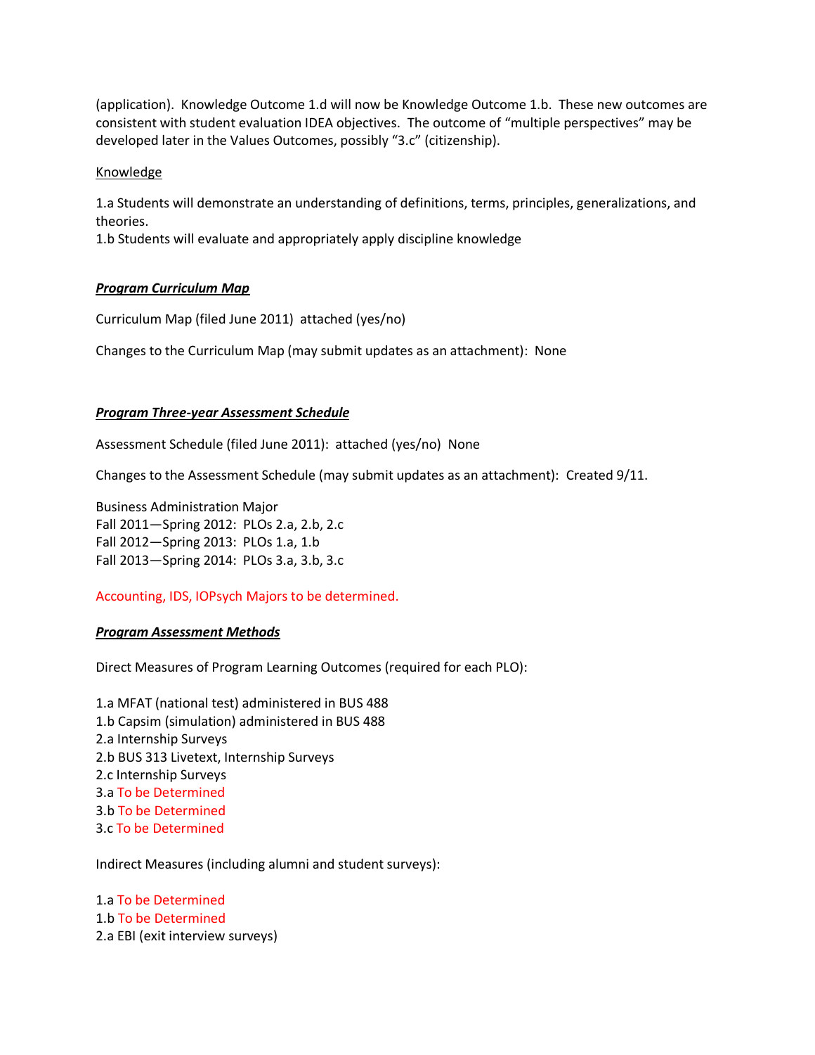(application). Knowledge Outcome 1.d will now be Knowledge Outcome 1.b. These new outcomes are consistent with student evaluation IDEA objectives. The outcome of "multiple perspectives" may be developed later in the Values Outcomes, possibly "3.c" (citizenship).

<u>Knowledge</u>

1.a Students will demonstrate an understanding of definitions, terms, principles, generalizations, and theories.
1.b Students will evaluate and appropriately apply discipline knowledge

***<u>Program Curriculum Map</u>***

Curriculum Map (filed June 2011) attached (yes/no)

Changes to the Curriculum Map (may submit updates as an attachment): None

***<u>Program Three-year Assessment Schedule</u>***

Assessment Schedule (filed June 2011): attached (yes/no) None

Changes to the Assessment Schedule (may submit updates as an attachment): Created 9/11.

Business Administration Major
Fall 2011—Spring 2012: PLOs 2.a, 2.b, 2.c
Fall 2012—Spring 2013: PLOs 1.a, 1.b
Fall 2013—Spring 2014: PLOs 3.a, 3.b, 3.c

Accounting, IDS, IOPsych Majors to be determined.

***<u>Program Assessment Methods</u>***

Direct Measures of Program Learning Outcomes (required for each PLO):

1.a MFAT (national test) administered in BUS 488
1.b Capsim (simulation) administered in BUS 488
2.a Internship Surveys
2.b BUS 313 Livetext, Internship Surveys
2.c Internship Surveys
3.a To be Determined
3.b To be Determined
3.c To be Determined

Indirect Measures (including alumni and student surveys):

1.a To be Determined
1.b To be Determined
2.a EBI (exit interview surveys)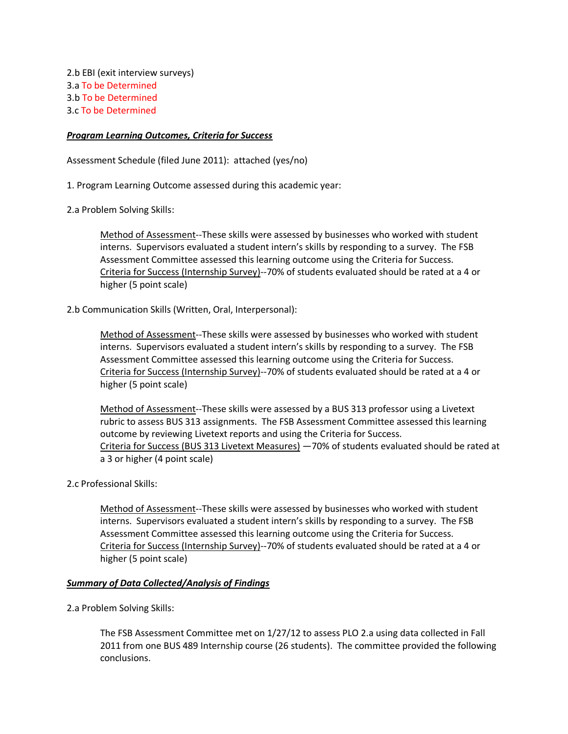2.b EBI (exit interview surveys)
3.a To be Determined
3.b To be Determined
3.c To be Determined

***Program Learning Outcomes, Criteria for Success***

Assessment Schedule (filed June 2011): attached (yes/no)

1. Program Learning Outcome assessed during this academic year:

2.a Problem Solving Skills:

> Method of Assessment--These skills were assessed by businesses who worked with student interns. Supervisors evaluated a student intern's skills by responding to a survey. The FSB Assessment Committee assessed this learning outcome using the Criteria for Success.
> Criteria for Success (Internship Survey)--70% of students evaluated should be rated at a 4 or higher (5 point scale)

2.b Communication Skills (Written, Oral, Interpersonal):

> Method of Assessment--These skills were assessed by businesses who worked with student interns. Supervisors evaluated a student intern's skills by responding to a survey. The FSB Assessment Committee assessed this learning outcome using the Criteria for Success.
> Criteria for Success (Internship Survey)--70% of students evaluated should be rated at a 4 or higher (5 point scale)
>
> Method of Assessment--These skills were assessed by a BUS 313 professor using a Livetext rubric to assess BUS 313 assignments. The FSB Assessment Committee assessed this learning outcome by reviewing Livetext reports and using the Criteria for Success.
> Criteria for Success (BUS 313 Livetext Measures) —70% of students evaluated should be rated at a 3 or higher (4 point scale)

2.c Professional Skills:

> Method of Assessment--These skills were assessed by businesses who worked with student interns. Supervisors evaluated a student intern's skills by responding to a survey. The FSB Assessment Committee assessed this learning outcome using the Criteria for Success.
> Criteria for Success (Internship Survey)--70% of students evaluated should be rated at a 4 or higher (5 point scale)

***Summary of Data Collected/Analysis of Findings***

2.a Problem Solving Skills:

> The FSB Assessment Committee met on 1/27/12 to assess PLO 2.a using data collected in Fall 2011 from one BUS 489 Internship course (26 students). The committee provided the following conclusions.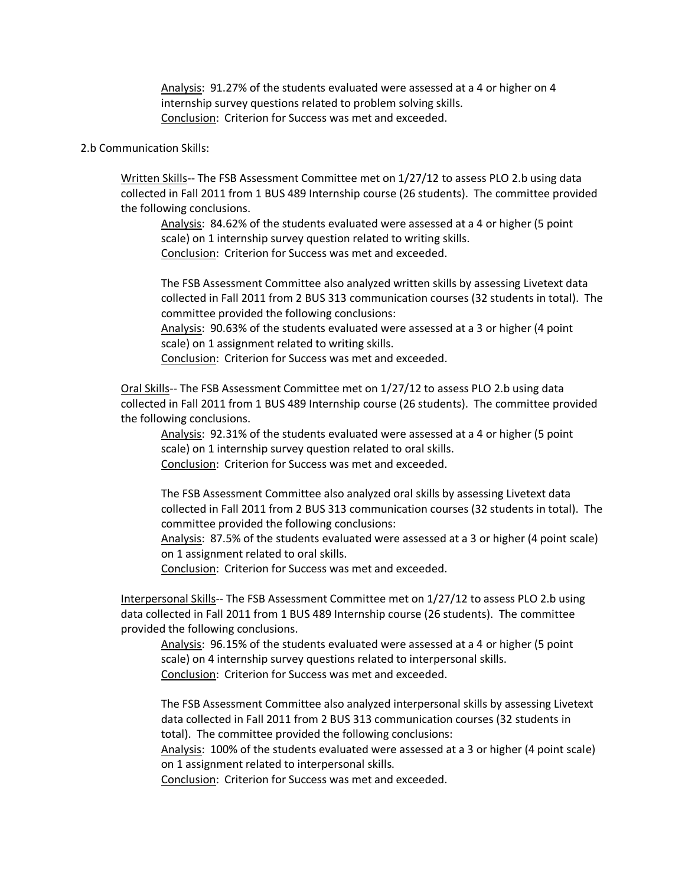Analysis: 91.27% of the students evaluated were assessed at a 4 or higher on 4 internship survey questions related to problem solving skills.
Conclusion: Criterion for Success was met and exceeded.

2.b Communication Skills:

Written Skills-- The FSB Assessment Committee met on 1/27/12 to assess PLO 2.b using data collected in Fall 2011 from 1 BUS 489 Internship course (26 students). The committee provided the following conclusions.

Analysis: 84.62% of the students evaluated were assessed at a 4 or higher (5 point scale) on 1 internship survey question related to writing skills.
Conclusion: Criterion for Success was met and exceeded.

The FSB Assessment Committee also analyzed written skills by assessing Livetext data collected in Fall 2011 from 2 BUS 313 communication courses (32 students in total). The committee provided the following conclusions:
Analysis: 90.63% of the students evaluated were assessed at a 3 or higher (4 point scale) on 1 assignment related to writing skills.
Conclusion: Criterion for Success was met and exceeded.

Oral Skills-- The FSB Assessment Committee met on 1/27/12 to assess PLO 2.b using data collected in Fall 2011 from 1 BUS 489 Internship course (26 students). The committee provided the following conclusions.

Analysis: 92.31% of the students evaluated were assessed at a 4 or higher (5 point scale) on 1 internship survey question related to oral skills.
Conclusion: Criterion for Success was met and exceeded.

The FSB Assessment Committee also analyzed oral skills by assessing Livetext data collected in Fall 2011 from 2 BUS 313 communication courses (32 students in total). The committee provided the following conclusions:
Analysis: 87.5% of the students evaluated were assessed at a 3 or higher (4 point scale) on 1 assignment related to oral skills.
Conclusion: Criterion for Success was met and exceeded.

Interpersonal Skills-- The FSB Assessment Committee met on 1/27/12 to assess PLO 2.b using data collected in Fall 2011 from 1 BUS 489 Internship course (26 students). The committee provided the following conclusions.

Analysis: 96.15% of the students evaluated were assessed at a 4 or higher (5 point scale) on 4 internship survey questions related to interpersonal skills.
Conclusion: Criterion for Success was met and exceeded.

The FSB Assessment Committee also analyzed interpersonal skills by assessing Livetext data collected in Fall 2011 from 2 BUS 313 communication courses (32 students in total). The committee provided the following conclusions:
Analysis: 100% of the students evaluated were assessed at a 3 or higher (4 point scale) on 1 assignment related to interpersonal skills.
Conclusion: Criterion for Success was met and exceeded.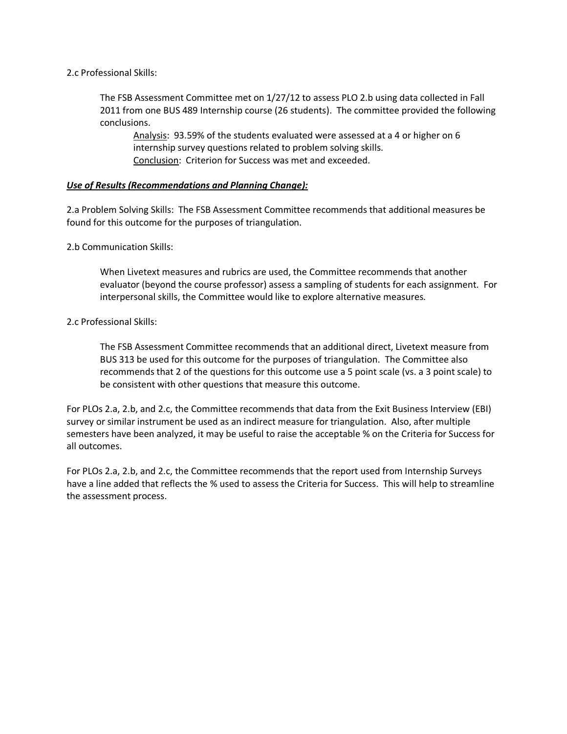2.c Professional Skills:

The FSB Assessment Committee met on 1/27/12 to assess PLO 2.b using data collected in Fall 2011 from one BUS 489 Internship course (26 students). The committee provided the following conclusions.

<u>Analysis</u>: 93.59% of the students evaluated were assessed at a 4 or higher on 6 internship survey questions related to problem solving skills.
<u>Conclusion</u>: Criterion for Success was met and exceeded.

***<u>Use of Results (Recommendations and Planning Change):</u>***

2.a Problem Solving Skills: The FSB Assessment Committee recommends that additional measures be found for this outcome for the purposes of triangulation.

2.b Communication Skills:

When Livetext measures and rubrics are used, the Committee recommends that another evaluator (beyond the course professor) assess a sampling of students for each assignment. For interpersonal skills, the Committee would like to explore alternative measures.

2.c Professional Skills:

The FSB Assessment Committee recommends that an additional direct, Livetext measure from BUS 313 be used for this outcome for the purposes of triangulation. The Committee also recommends that 2 of the questions for this outcome use a 5 point scale (vs. a 3 point scale) to be consistent with other questions that measure this outcome.

For PLOs 2.a, 2.b, and 2.c, the Committee recommends that data from the Exit Business Interview (EBI) survey or similar instrument be used as an indirect measure for triangulation. Also, after multiple semesters have been analyzed, it may be useful to raise the acceptable % on the Criteria for Success for all outcomes.

For PLOs 2.a, 2.b, and 2.c, the Committee recommends that the report used from Internship Surveys have a line added that reflects the % used to assess the Criteria for Success. This will help to streamline the assessment process.